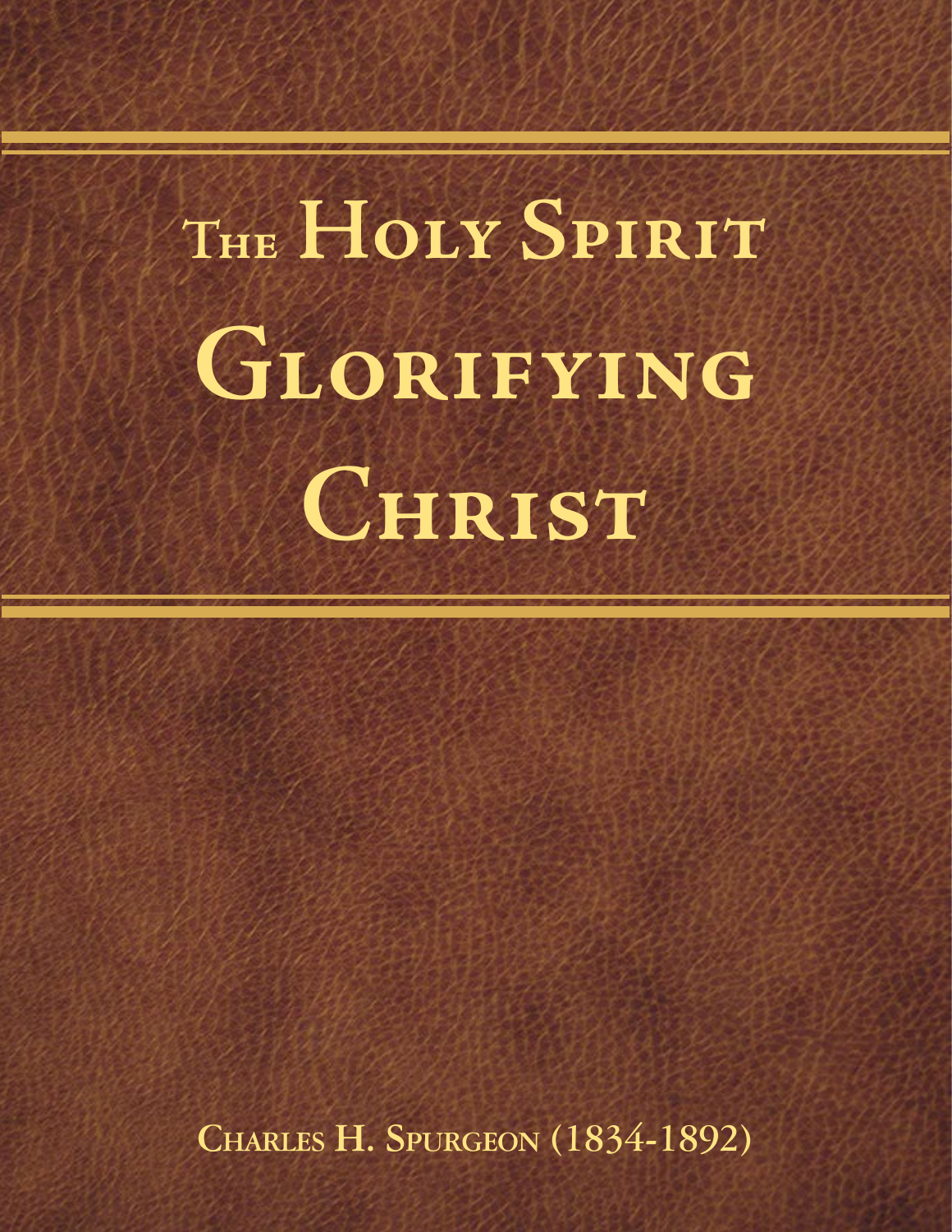# The Holy Spirit Glorifying Christ

Charles H. Spurgeon (1834-1892)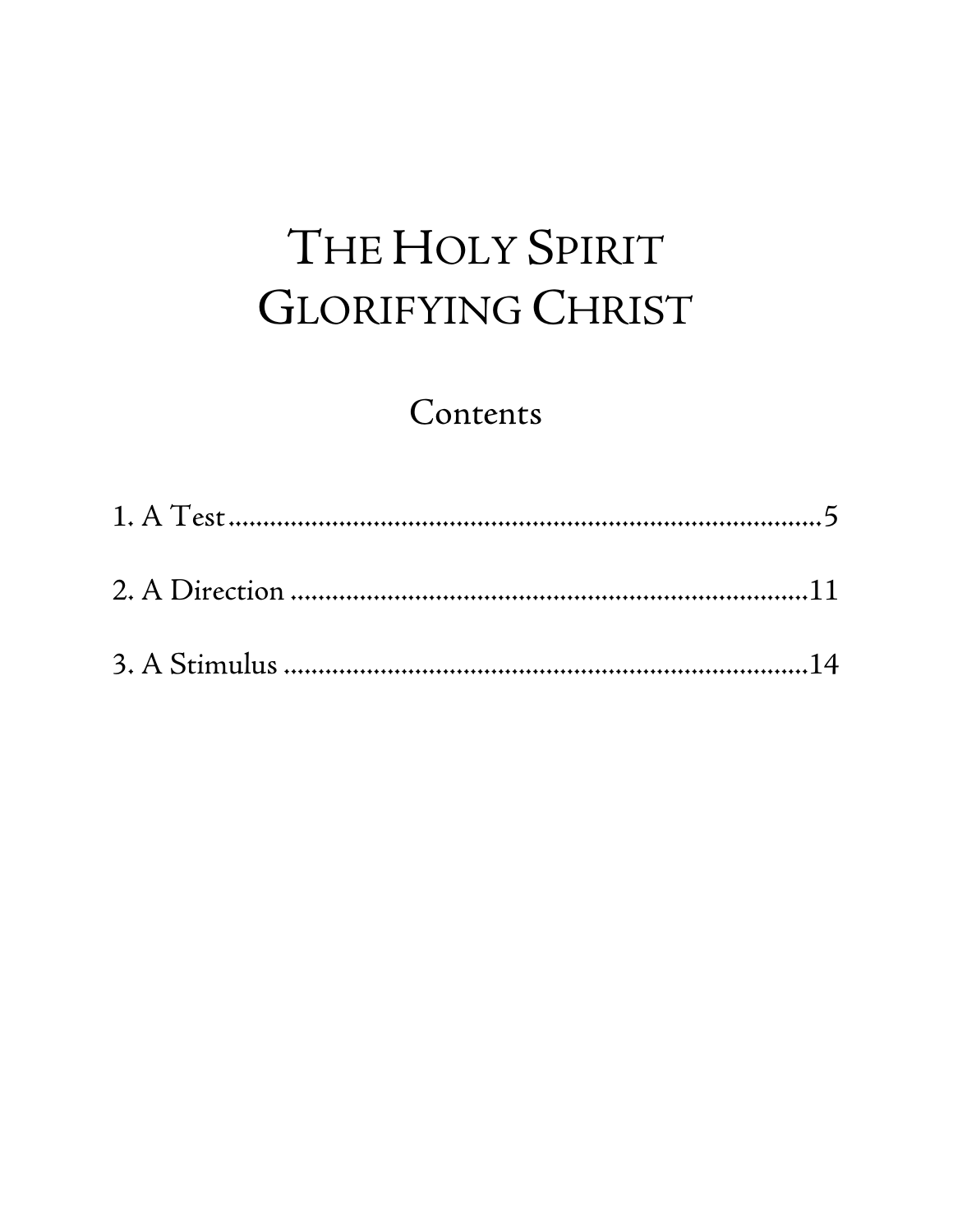# The Holy Spirit Glorifying Christ

## Contents

1. A Test ............................................................................................5

2. A Direction ....................................................................................11

3. A Stimulus ....................................................................................14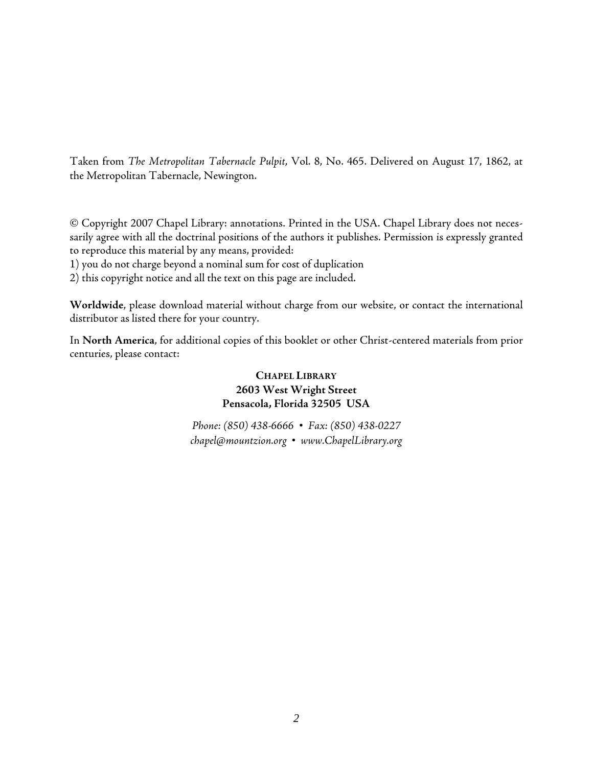Taken from *The Metropolitan Tabernacle Pulpit*, Vol. 8, No. 465. Delivered on August 17, 1862, at the Metropolitan Tabernacle, Newington.

© Copyright 2007 Chapel Library: annotations. Printed in the USA. Chapel Library does not necessarily agree with all the doctrinal positions of the authors it publishes. Permission is expressly granted to reproduce this material by any means, provided:

1) you do not charge beyond a nominal sum for cost of duplication
2) this copyright notice and all the text on this page are included.

**Worldwide**, please download material without charge from our website, or contact the international distributor as listed there for your country.

In **North America**, for additional copies of this booklet or other Christ-centered materials from prior centuries, please contact:

**CHAPEL LIBRARY**
**2603 West Wright Street**
**Pensacola, Florida 32505 USA**

*Phone: (850) 438-6666 • Fax: (850) 438-0227*
*chapel@mountzion.org • www.ChapelLibrary.org*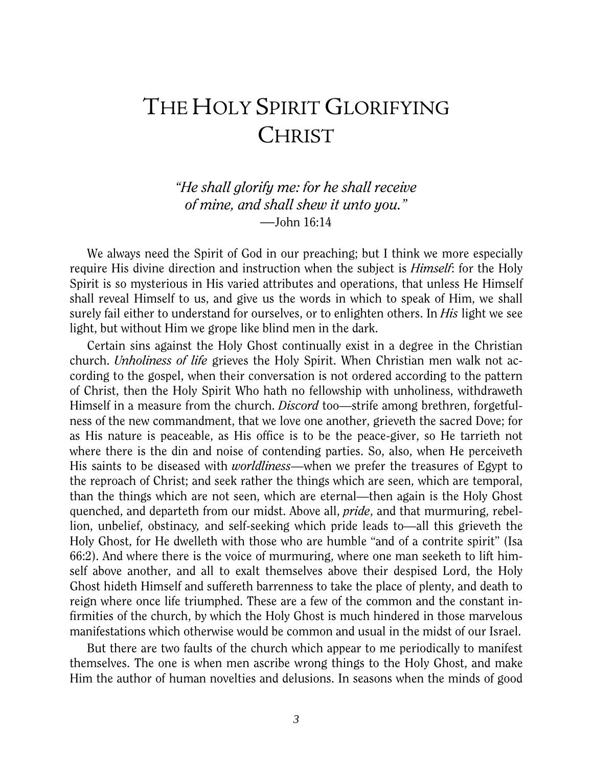# The Holy Spirit Glorifying Christ

*"He shall glorify me: for he shall receive of mine, and shall shew it unto you."*
—John 16:14

We always need the Spirit of God in our preaching; but I think we more especially require His divine direction and instruction when the subject is *Himself*: for the Holy Spirit is so mysterious in His varied attributes and operations, that unless He Himself shall reveal Himself to us, and give us the words in which to speak of Him, we shall surely fail either to understand for ourselves, or to enlighten others. In *His* light we see light, but without Him we grope like blind men in the dark.

Certain sins against the Holy Ghost continually exist in a degree in the Christian church. *Unholiness of life* grieves the Holy Spirit. When Christian men walk not according to the gospel, when their conversation is not ordered according to the pattern of Christ, then the Holy Spirit Who hath no fellowship with unholiness, withdraweth Himself in a measure from the church. *Discord* too—strife among brethren, forgetfulness of the new commandment, that we love one another, grieveth the sacred Dove; for as His nature is peaceable, as His office is to be the peace-giver, so He tarrieth not where there is the din and noise of contending parties. So, also, when He perceiveth His saints to be diseased with *worldliness*—when we prefer the treasures of Egypt to the reproach of Christ; and seek rather the things which are seen, which are temporal, than the things which are not seen, which are eternal—then again is the Holy Ghost quenched, and departeth from our midst. Above all, *pride*, and that murmuring, rebellion, unbelief, obstinacy, and self-seeking which pride leads to—all this grieveth the Holy Ghost, for He dwelleth with those who are humble "and of a contrite spirit" (Isa 66:2). And where there is the voice of murmuring, where one man seeketh to lift himself above another, and all to exalt themselves above their despised Lord, the Holy Ghost hideth Himself and suffereth barrenness to take the place of plenty, and death to reign where once life triumphed. These are a few of the common and the constant infirmities of the church, by which the Holy Ghost is much hindered in those marvelous manifestations which otherwise would be common and usual in the midst of our Israel.

But there are two faults of the church which appear to me periodically to manifest themselves. The one is when men ascribe wrong things to the Holy Ghost, and make Him the author of human novelties and delusions. In seasons when the minds of good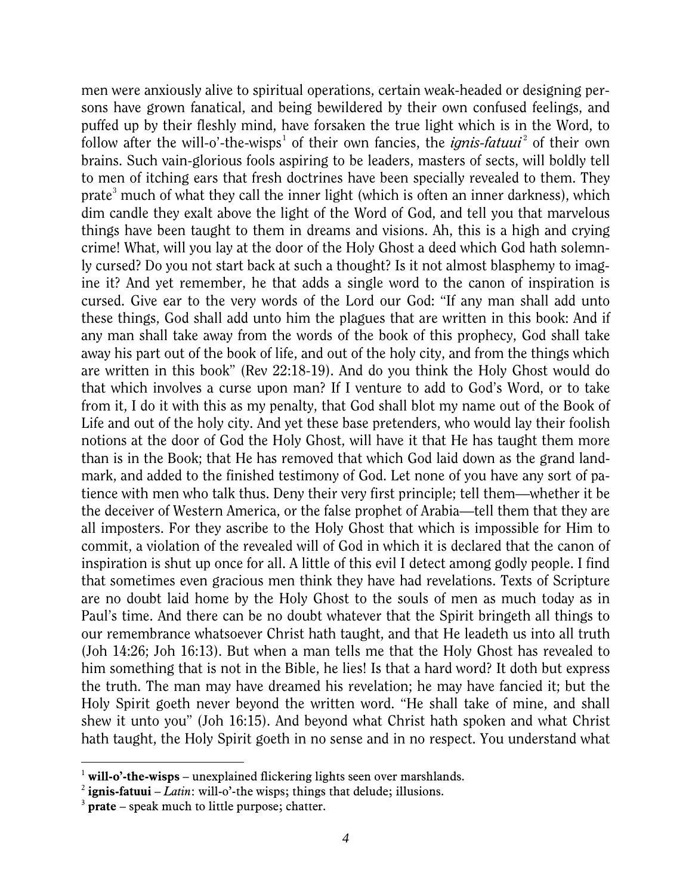men were anxiously alive to spiritual operations, certain weak-headed or designing persons have grown fanatical, and being bewildered by their own confused feelings, and puffed up by their fleshly mind, have forsaken the true light which is in the Word, to follow after the will-o'-the-wisps[1] of their own fancies, the *ignis-fatuui*[2] of their own brains. Such vain-glorious fools aspiring to be leaders, masters of sects, will boldly tell to men of itching ears that fresh doctrines have been specially revealed to them. They prate[3] much of what they call the inner light (which is often an inner darkness), which dim candle they exalt above the light of the Word of God, and tell you that marvelous things have been taught to them in dreams and visions. Ah, this is a high and crying crime! What, will you lay at the door of the Holy Ghost a deed which God hath solemnly cursed? Do you not start back at such a thought? Is it not almost blasphemy to imagine it? And yet remember, he that adds a single word to the canon of inspiration is cursed. Give ear to the very words of the Lord our God: "If any man shall add unto these things, God shall add unto him the plagues that are written in this book: And if any man shall take away from the words of the book of this prophecy, God shall take away his part out of the book of life, and out of the holy city, and from the things which are written in this book" (Rev 22:18-19). And do you think the Holy Ghost would do that which involves a curse upon man? If I venture to add to God's Word, or to take from it, I do it with this as my penalty, that God shall blot my name out of the Book of Life and out of the holy city. And yet these base pretenders, who would lay their foolish notions at the door of God the Holy Ghost, will have it that He has taught them more than is in the Book; that He has removed that which God laid down as the grand landmark, and added to the finished testimony of God. Let none of you have any sort of patience with men who talk thus. Deny their very first principle; tell them—whether it be the deceiver of Western America, or the false prophet of Arabia—tell them that they are all imposters. For they ascribe to the Holy Ghost that which is impossible for Him to commit, a violation of the revealed will of God in which it is declared that the canon of inspiration is shut up once for all. A little of this evil I detect among godly people. I find that sometimes even gracious men think they have had revelations. Texts of Scripture are no doubt laid home by the Holy Ghost to the souls of men as much today as in Paul's time. And there can be no doubt whatever that the Spirit bringeth all things to our remembrance whatsoever Christ hath taught, and that He leadeth us into all truth (Joh 14:26; Joh 16:13). But when a man tells me that the Holy Ghost has revealed to him something that is not in the Bible, he lies! Is that a hard word? It doth but express the truth. The man may have dreamed his revelation; he may have fancied it; but the Holy Spirit goeth never beyond the written word. "He shall take of mine, and shall shew it unto you" (Joh 16:15). And beyond what Christ hath spoken and what Christ hath taught, the Holy Spirit goeth in no sense and in no respect. You understand what

---

[1] **will-o'-the-wisps** – unexplained flickering lights seen over marshlands.

[2] **ignis-fatuui** – *Latin*: will-o'-the wisps; things that delude; illusions.

[3] **prate** – speak much to little purpose; chatter.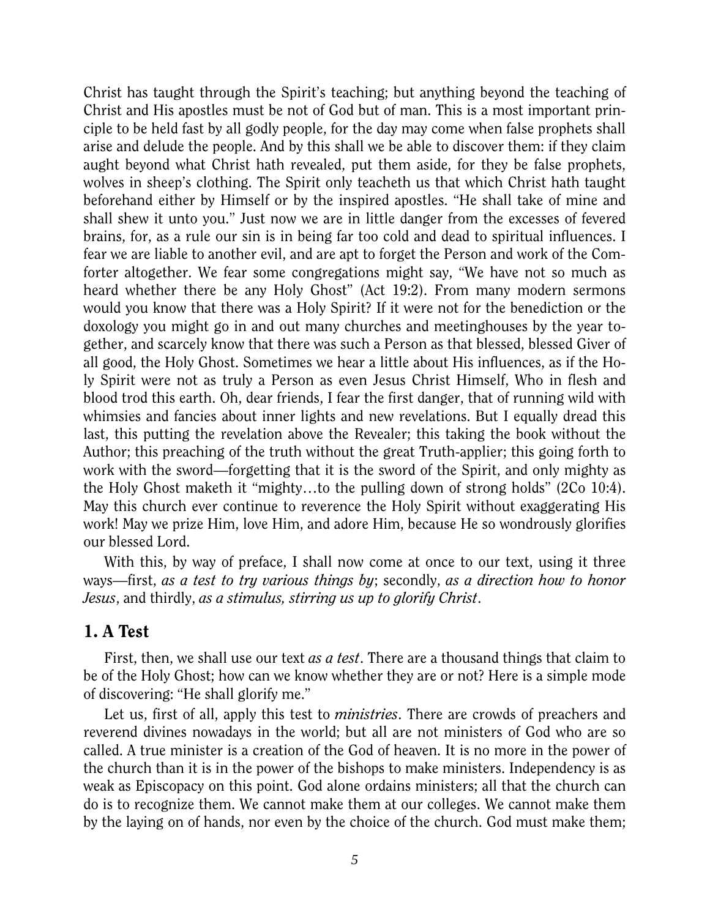Christ has taught through the Spirit's teaching; but anything beyond the teaching of Christ and His apostles must be not of God but of man. This is a most important principle to be held fast by all godly people, for the day may come when false prophets shall arise and delude the people. And by this shall we be able to discover them: if they claim aught beyond what Christ hath revealed, put them aside, for they be false prophets, wolves in sheep's clothing. The Spirit only teacheth us that which Christ hath taught beforehand either by Himself or by the inspired apostles. "He shall take of mine and shall shew it unto you." Just now we are in little danger from the excesses of fevered brains, for, as a rule our sin is in being far too cold and dead to spiritual influences. I fear we are liable to another evil, and are apt to forget the Person and work of the Comforter altogether. We fear some congregations might say, "We have not so much as heard whether there be any Holy Ghost" (Act 19:2). From many modern sermons would you know that there was a Holy Spirit? If it were not for the benediction or the doxology you might go in and out many churches and meetinghouses by the year together, and scarcely know that there was such a Person as that blessed, blessed Giver of all good, the Holy Ghost. Sometimes we hear a little about His influences, as if the Holy Spirit were not as truly a Person as even Jesus Christ Himself, Who in flesh and blood trod this earth. Oh, dear friends, I fear the first danger, that of running wild with whimsies and fancies about inner lights and new revelations. But I equally dread this last, this putting the revelation above the Revealer; this taking the book without the Author; this preaching of the truth without the great Truth-applier; this going forth to work with the sword—forgetting that it is the sword of the Spirit, and only mighty as the Holy Ghost maketh it "mighty…to the pulling down of strong holds" (2Co 10:4). May this church ever continue to reverence the Holy Spirit without exaggerating His work! May we prize Him, love Him, and adore Him, because He so wondrously glorifies our blessed Lord.

With this, by way of preface, I shall now come at once to our text, using it three ways—first, *as a test to try various things by*; secondly, *as a direction how to honor Jesus*, and thirdly, *as a stimulus, stirring us up to glorify Christ*.

## 1. A Test

First, then, we shall use our text *as a test*. There are a thousand things that claim to be of the Holy Ghost; how can we know whether they are or not? Here is a simple mode of discovering: "He shall glorify me."

Let us, first of all, apply this test to *ministries*. There are crowds of preachers and reverend divines nowadays in the world; but all are not ministers of God who are so called. A true minister is a creation of the God of heaven. It is no more in the power of the church than it is in the power of the bishops to make ministers. Independency is as weak as Episcopacy on this point. God alone ordains ministers; all that the church can do is to recognize them. We cannot make them at our colleges. We cannot make them by the laying on of hands, nor even by the choice of the church. God must make them;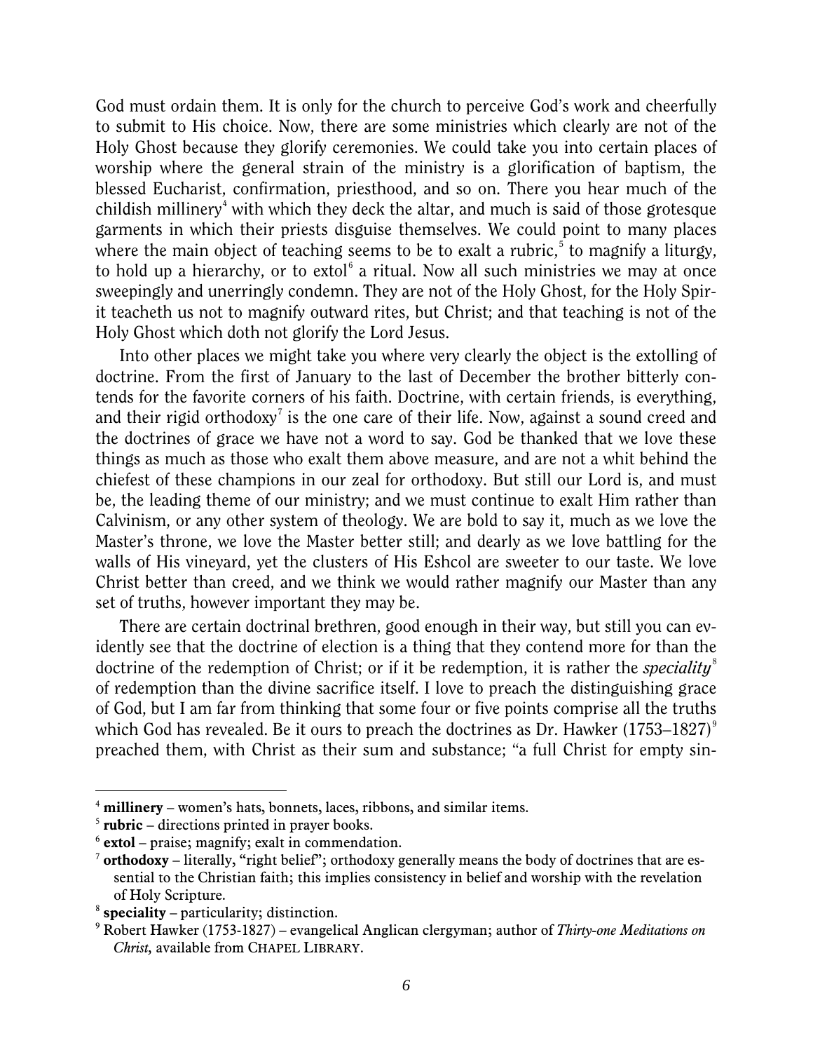God must ordain them. It is only for the church to perceive God's work and cheerfully to submit to His choice. Now, there are some ministries which clearly are not of the Holy Ghost because they glorify ceremonies. We could take you into certain places of worship where the general strain of the ministry is a glorification of baptism, the blessed Eucharist, confirmation, priesthood, and so on. There you hear much of the childish millinery[4] with which they deck the altar, and much is said of those grotesque garments in which their priests disguise themselves. We could point to many places where the main object of teaching seems to be to exalt a rubric,[5] to magnify a liturgy, to hold up a hierarchy, or to extol[6] a ritual. Now all such ministries we may at once sweepingly and unerringly condemn. They are not of the Holy Ghost, for the Holy Spirit teacheth us not to magnify outward rites, but Christ; and that teaching is not of the Holy Ghost which doth not glorify the Lord Jesus.

Into other places we might take you where very clearly the object is the extolling of doctrine. From the first of January to the last of December the brother bitterly contends for the favorite corners of his faith. Doctrine, with certain friends, is everything, and their rigid orthodoxy[7] is the one care of their life. Now, against a sound creed and the doctrines of grace we have not a word to say. God be thanked that we love these things as much as those who exalt them above measure, and are not a whit behind the chiefest of these champions in our zeal for orthodoxy. But still our Lord is, and must be, the leading theme of our ministry; and we must continue to exalt Him rather than Calvinism, or any other system of theology. We are bold to say it, much as we love the Master's throne, we love the Master better still; and dearly as we love battling for the walls of His vineyard, yet the clusters of His Eshcol are sweeter to our taste. We love Christ better than creed, and we think we would rather magnify our Master than any set of truths, however important they may be.

There are certain doctrinal brethren, good enough in their way, but still you can evidently see that the doctrine of election is a thing that they contend more for than the doctrine of the redemption of Christ; or if it be redemption, it is rather the *speciality*[8] of redemption than the divine sacrifice itself. I love to preach the distinguishing grace of God, but I am far from thinking that some four or five points comprise all the truths which God has revealed. Be it ours to preach the doctrines as Dr. Hawker (1753–1827)[9] preached them, with Christ as their sum and substance; "a full Christ for empty sin-

---

[4] **millinery** – women's hats, bonnets, laces, ribbons, and similar items.

[5] **rubric** – directions printed in prayer books.

[6] **extol** – praise; magnify; exalt in commendation.

[7] **orthodoxy** – literally, "right belief"; orthodoxy generally means the body of doctrines that are essential to the Christian faith; this implies consistency in belief and worship with the revelation of Holy Scripture.

[8] **speciality** – particularity; distinction.

[9] Robert Hawker (1753-1827) – evangelical Anglican clergyman; author of *Thirty-one Meditations on Christ*, available from CHAPEL LIBRARY.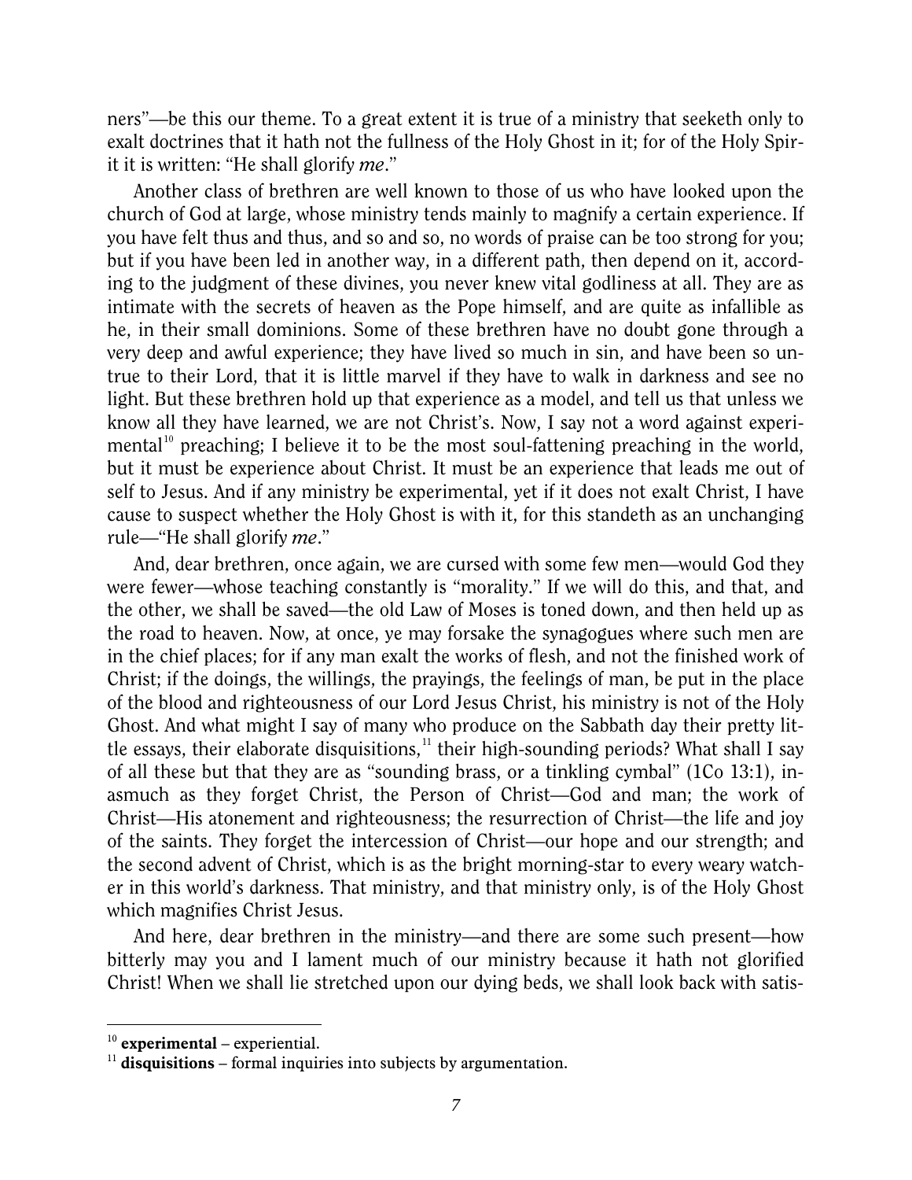ners"—be this our theme. To a great extent it is true of a ministry that seeketh only to exalt doctrines that it hath not the fullness of the Holy Ghost in it; for of the Holy Spirit it is written: "He shall glorify *me*."

Another class of brethren are well known to those of us who have looked upon the church of God at large, whose ministry tends mainly to magnify a certain experience. If you have felt thus and thus, and so and so, no words of praise can be too strong for you; but if you have been led in another way, in a different path, then depend on it, according to the judgment of these divines, you never knew vital godliness at all. They are as intimate with the secrets of heaven as the Pope himself, and are quite as infallible as he, in their small dominions. Some of these brethren have no doubt gone through a very deep and awful experience; they have lived so much in sin, and have been so untrue to their Lord, that it is little marvel if they have to walk in darkness and see no light. But these brethren hold up that experience as a model, and tell us that unless we know all they have learned, we are not Christ's. Now, I say not a word against experimental[10] preaching; I believe it to be the most soul-fattening preaching in the world, but it must be experience about Christ. It must be an experience that leads me out of self to Jesus. And if any ministry be experimental, yet if it does not exalt Christ, I have cause to suspect whether the Holy Ghost is with it, for this standeth as an unchanging rule—"He shall glorify *me*."

And, dear brethren, once again, we are cursed with some few men—would God they were fewer—whose teaching constantly is "morality." If we will do this, and that, and the other, we shall be saved—the old Law of Moses is toned down, and then held up as the road to heaven. Now, at once, ye may forsake the synagogues where such men are in the chief places; for if any man exalt the works of flesh, and not the finished work of Christ; if the doings, the willings, the prayings, the feelings of man, be put in the place of the blood and righteousness of our Lord Jesus Christ, his ministry is not of the Holy Ghost. And what might I say of many who produce on the Sabbath day their pretty little essays, their elaborate disquisitions,[11] their high-sounding periods? What shall I say of all these but that they are as "sounding brass, or a tinkling cymbal" (1Co 13:1), inasmuch as they forget Christ, the Person of Christ—God and man; the work of Christ—His atonement and righteousness; the resurrection of Christ—the life and joy of the saints. They forget the intercession of Christ—our hope and our strength; and the second advent of Christ, which is as the bright morning-star to every weary watcher in this world's darkness. That ministry, and that ministry only, is of the Holy Ghost which magnifies Christ Jesus.

And here, dear brethren in the ministry—and there are some such present—how bitterly may you and I lament much of our ministry because it hath not glorified Christ! When we shall lie stretched upon our dying beds, we shall look back with satis-

---

[10] **experimental** – experiential.

[11] **disquisitions** – formal inquiries into subjects by argumentation.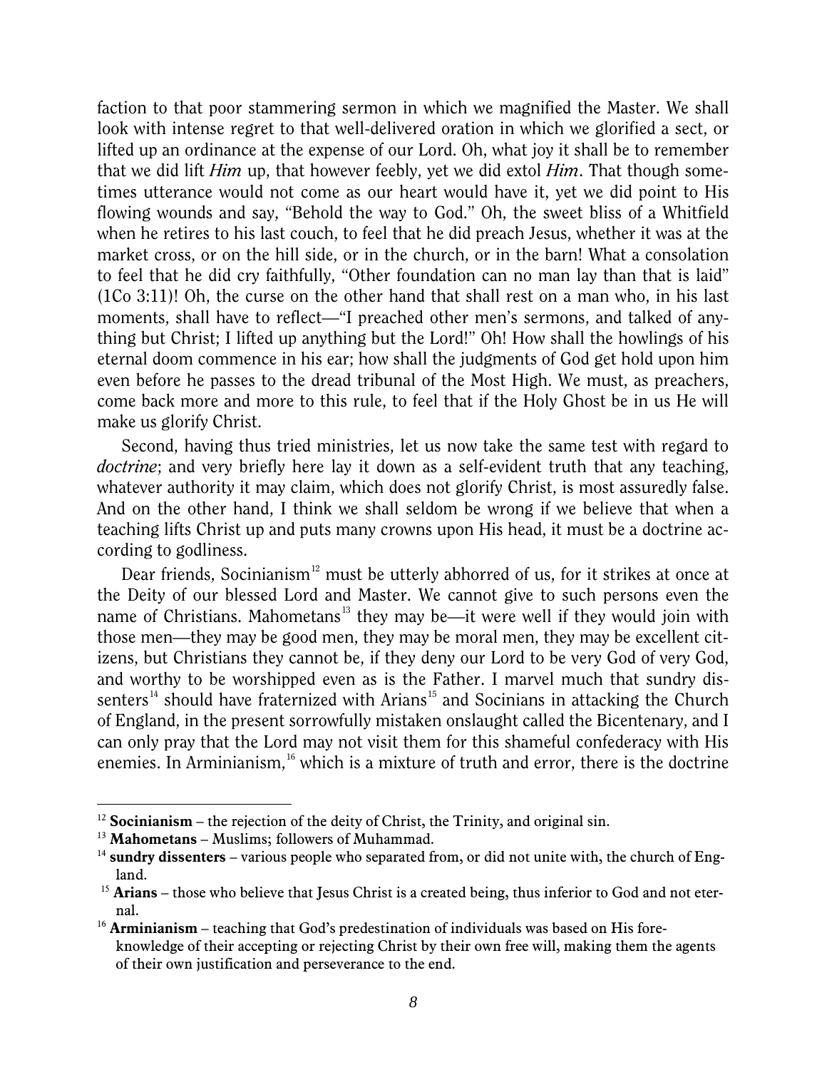faction to that poor stammering sermon in which we magnified the Master. We shall look with intense regret to that well-delivered oration in which we glorified a sect, or lifted up an ordinance at the expense of our Lord. Oh, what joy it shall be to remember that we did lift *Him* up, that however feebly, yet we did extol *Him*. That though sometimes utterance would not come as our heart would have it, yet we did point to His flowing wounds and say, "Behold the way to God." Oh, the sweet bliss of a Whitfield when he retires to his last couch, to feel that he did preach Jesus, whether it was at the market cross, or on the hill side, or in the church, or in the barn! What a consolation to feel that he did cry faithfully, "Other foundation can no man lay than that is laid" (1Co 3:11)! Oh, the curse on the other hand that shall rest on a man who, in his last moments, shall have to reflect—"I preached other men's sermons, and talked of anything but Christ; I lifted up anything but the Lord!" Oh! How shall the howlings of his eternal doom commence in his ear; how shall the judgments of God get hold upon him even before he passes to the dread tribunal of the Most High. We must, as preachers, come back more and more to this rule, to feel that if the Holy Ghost be in us He will make us glorify Christ.

Second, having thus tried ministries, let us now take the same test with regard to *doctrine*; and very briefly here lay it down as a self-evident truth that any teaching, whatever authority it may claim, which does not glorify Christ, is most assuredly false. And on the other hand, I think we shall seldom be wrong if we believe that when a teaching lifts Christ up and puts many crowns upon His head, it must be a doctrine according to godliness.

Dear friends, Socinianism[12] must be utterly abhorred of us, for it strikes at once at the Deity of our blessed Lord and Master. We cannot give to such persons even the name of Christians. Mahometans[13] they may be—it were well if they would join with those men—they may be good men, they may be moral men, they may be excellent citizens, but Christians they cannot be, if they deny our Lord to be very God of very God, and worthy to be worshipped even as is the Father. I marvel much that sundry dissenters[14] should have fraternized with Arians[15] and Socinians in attacking the Church of England, in the present sorrowfully mistaken onslaught called the Bicentenary, and I can only pray that the Lord may not visit them for this shameful confederacy with His enemies. In Arminianism,[16] which is a mixture of truth and error, there is the doctrine

---

[12] **Socinianism** – the rejection of the deity of Christ, the Trinity, and original sin.

[13] **Mahometans** – Muslims; followers of Muhammad.

[14] **sundry dissenters** – various people who separated from, or did not unite with, the church of England.

[15] **Arians** – those who believe that Jesus Christ is a created being, thus inferior to God and not eternal.

[16] **Arminianism** – teaching that God's predestination of individuals was based on His foreknowledge of their accepting or rejecting Christ by their own free will, making them the agents of their own justification and perseverance to the end.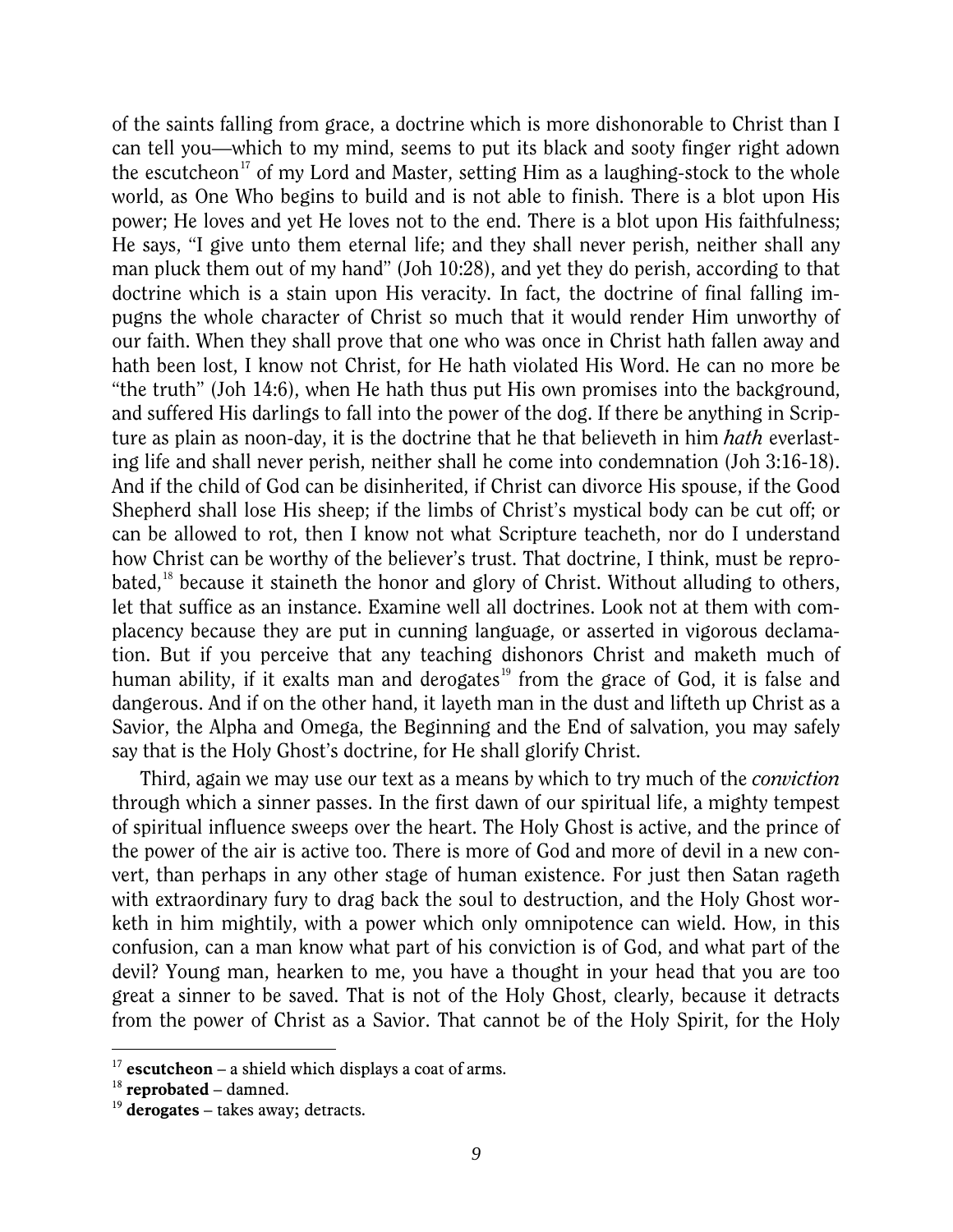of the saints falling from grace, a doctrine which is more dishonorable to Christ than I can tell you—which to my mind, seems to put its black and sooty finger right adown the escutcheon[17] of my Lord and Master, setting Him as a laughing-stock to the whole world, as One Who begins to build and is not able to finish. There is a blot upon His power; He loves and yet He loves not to the end. There is a blot upon His faithfulness; He says, "I give unto them eternal life; and they shall never perish, neither shall any man pluck them out of my hand" (Joh 10:28), and yet they do perish, according to that doctrine which is a stain upon His veracity. In fact, the doctrine of final falling impugns the whole character of Christ so much that it would render Him unworthy of our faith. When they shall prove that one who was once in Christ hath fallen away and hath been lost, I know not Christ, for He hath violated His Word. He can no more be "the truth" (Joh 14:6), when He hath thus put His own promises into the background, and suffered His darlings to fall into the power of the dog. If there be anything in Scripture as plain as noon-day, it is the doctrine that he that believeth in him *hath* everlasting life and shall never perish, neither shall he come into condemnation (Joh 3:16-18). And if the child of God can be disinherited, if Christ can divorce His spouse, if the Good Shepherd shall lose His sheep; if the limbs of Christ's mystical body can be cut off; or can be allowed to rot, then I know not what Scripture teacheth, nor do I understand how Christ can be worthy of the believer's trust. That doctrine, I think, must be reprobated,[18] because it staineth the honor and glory of Christ. Without alluding to others, let that suffice as an instance. Examine well all doctrines. Look not at them with complacency because they are put in cunning language, or asserted in vigorous declamation. But if you perceive that any teaching dishonors Christ and maketh much of human ability, if it exalts man and derogates[19] from the grace of God, it is false and dangerous. And if on the other hand, it layeth man in the dust and lifteth up Christ as a Savior, the Alpha and Omega, the Beginning and the End of salvation, you may safely say that is the Holy Ghost's doctrine, for He shall glorify Christ.

Third, again we may use our text as a means by which to try much of the *conviction* through which a sinner passes. In the first dawn of our spiritual life, a mighty tempest of spiritual influence sweeps over the heart. The Holy Ghost is active, and the prince of the power of the air is active too. There is more of God and more of devil in a new convert, than perhaps in any other stage of human existence. For just then Satan rageth with extraordinary fury to drag back the soul to destruction, and the Holy Ghost worketh in him mightily, with a power which only omnipotence can wield. How, in this confusion, can a man know what part of his conviction is of God, and what part of the devil? Young man, hearken to me, you have a thought in your head that you are too great a sinner to be saved. That is not of the Holy Ghost, clearly, because it detracts from the power of Christ as a Savior. That cannot be of the Holy Spirit, for the Holy

[17] **escutcheon** – a shield which displays a coat of arms.
[18] **reprobated** – damned.
[19] **derogates** – takes away; detracts.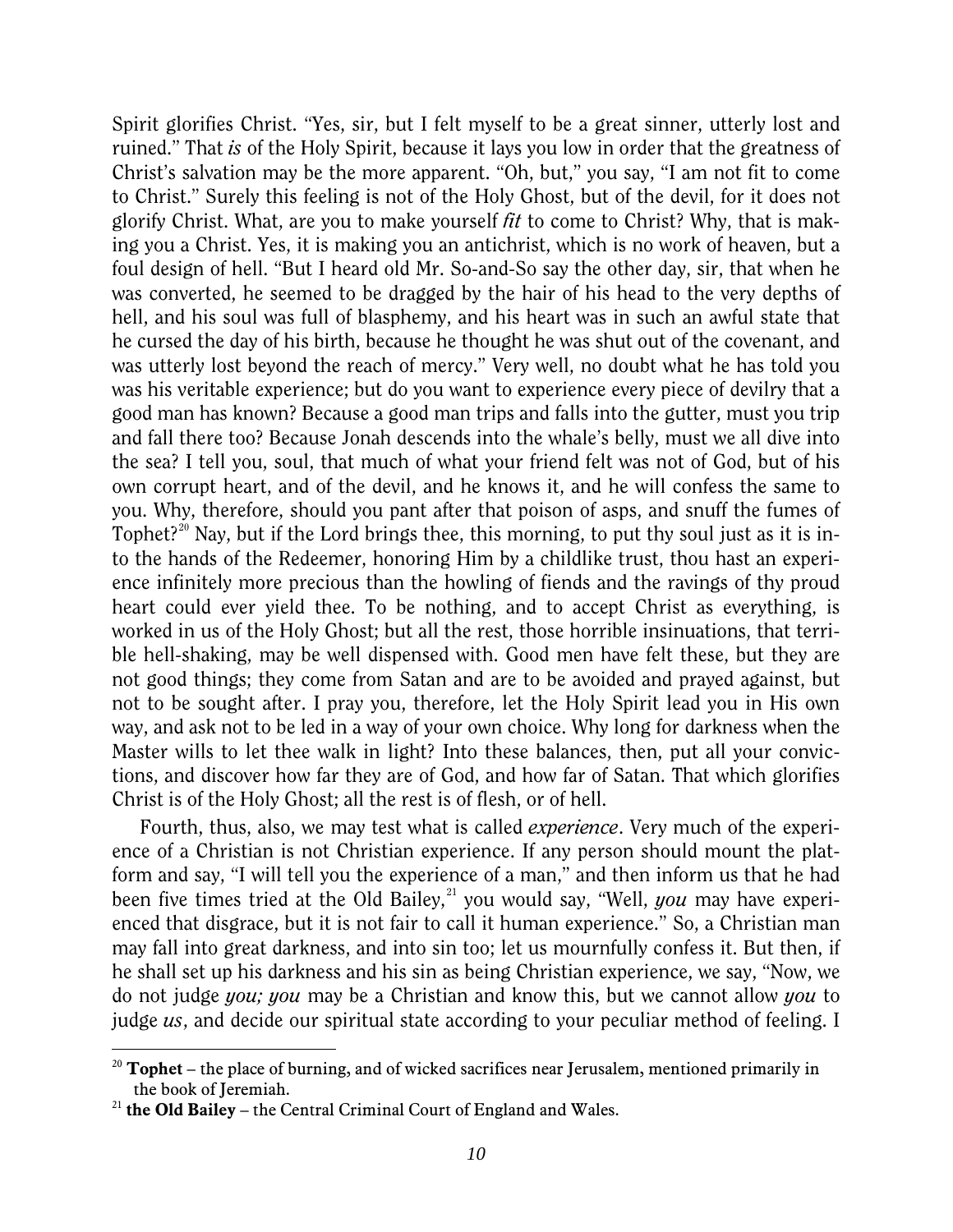Spirit glorifies Christ. "Yes, sir, but I felt myself to be a great sinner, utterly lost and ruined." That *is* of the Holy Spirit, because it lays you low in order that the greatness of Christ's salvation may be the more apparent. "Oh, but," you say, "I am not fit to come to Christ." Surely this feeling is not of the Holy Ghost, but of the devil, for it does not glorify Christ. What, are you to make yourself *fit* to come to Christ? Why, that is making you a Christ. Yes, it is making you an antichrist, which is no work of heaven, but a foul design of hell. "But I heard old Mr. So-and-So say the other day, sir, that when he was converted, he seemed to be dragged by the hair of his head to the very depths of hell, and his soul was full of blasphemy, and his heart was in such an awful state that he cursed the day of his birth, because he thought he was shut out of the covenant, and was utterly lost beyond the reach of mercy." Very well, no doubt what he has told you was his veritable experience; but do you want to experience every piece of devilry that a good man has known? Because a good man trips and falls into the gutter, must you trip and fall there too? Because Jonah descends into the whale's belly, must we all dive into the sea? I tell you, soul, that much of what your friend felt was not of God, but of his own corrupt heart, and of the devil, and he knows it, and he will confess the same to you. Why, therefore, should you pant after that poison of asps, and snuff the fumes of Tophet?[20] Nay, but if the Lord brings thee, this morning, to put thy soul just as it is into the hands of the Redeemer, honoring Him by a childlike trust, thou hast an experience infinitely more precious than the howling of fiends and the ravings of thy proud heart could ever yield thee. To be nothing, and to accept Christ as everything, is worked in us of the Holy Ghost; but all the rest, those horrible insinuations, that terrible hell-shaking, may be well dispensed with. Good men have felt these, but they are not good things; they come from Satan and are to be avoided and prayed against, but not to be sought after. I pray you, therefore, let the Holy Spirit lead you in His own way, and ask not to be led in a way of your own choice. Why long for darkness when the Master wills to let thee walk in light? Into these balances, then, put all your convictions, and discover how far they are of God, and how far of Satan. That which glorifies Christ is of the Holy Ghost; all the rest is of flesh, or of hell.

Fourth, thus, also, we may test what is called *experience*. Very much of the experience of a Christian is not Christian experience. If any person should mount the platform and say, "I will tell you the experience of a man," and then inform us that he had been five times tried at the Old Bailey,[21] you would say, "Well, *you* may have experienced that disgrace, but it is not fair to call it human experience." So, a Christian man may fall into great darkness, and into sin too; let us mournfully confess it. But then, if he shall set up his darkness and his sin as being Christian experience, we say, "Now, we do not judge *you; you* may be a Christian and know this, but we cannot allow *you* to judge *us*, and decide our spiritual state according to your peculiar method of feeling. I

---

[20] **Tophet** – the place of burning, and of wicked sacrifices near Jerusalem, mentioned primarily in the book of Jeremiah.

[21] **the Old Bailey** – the Central Criminal Court of England and Wales.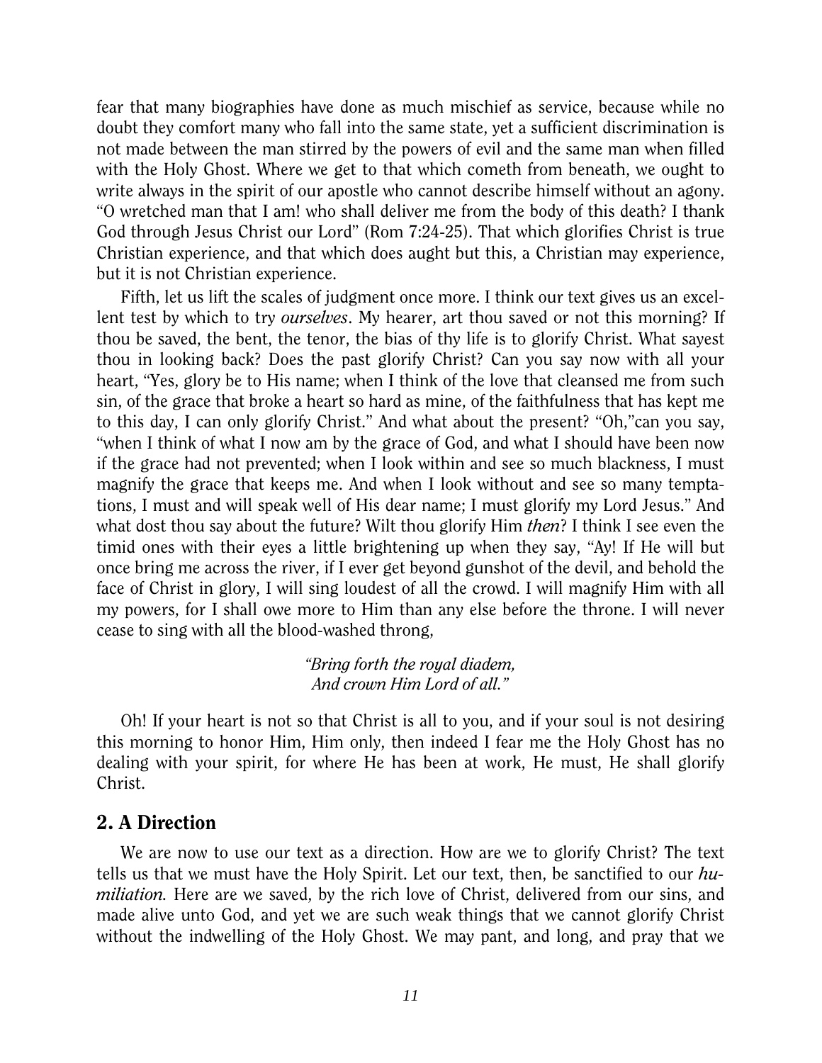fear that many biographies have done as much mischief as service, because while no doubt they comfort many who fall into the same state, yet a sufficient discrimination is not made between the man stirred by the powers of evil and the same man when filled with the Holy Ghost. Where we get to that which cometh from beneath, we ought to write always in the spirit of our apostle who cannot describe himself without an agony. "O wretched man that I am! who shall deliver me from the body of this death? I thank God through Jesus Christ our Lord" (Rom 7:24-25). That which glorifies Christ is true Christian experience, and that which does aught but this, a Christian may experience, but it is not Christian experience.

Fifth, let us lift the scales of judgment once more. I think our text gives us an excellent test by which to try *ourselves*. My hearer, art thou saved or not this morning? If thou be saved, the bent, the tenor, the bias of thy life is to glorify Christ. What sayest thou in looking back? Does the past glorify Christ? Can you say now with all your heart, "Yes, glory be to His name; when I think of the love that cleansed me from such sin, of the grace that broke a heart so hard as mine, of the faithfulness that has kept me to this day, I can only glorify Christ." And what about the present? "Oh,"can you say, "when I think of what I now am by the grace of God, and what I should have been now if the grace had not prevented; when I look within and see so much blackness, I must magnify the grace that keeps me. And when I look without and see so many temptations, I must and will speak well of His dear name; I must glorify my Lord Jesus." And what dost thou say about the future? Wilt thou glorify Him *then*? I think I see even the timid ones with their eyes a little brightening up when they say, "Ay! If He will but once bring me across the river, if I ever get beyond gunshot of the devil, and behold the face of Christ in glory, I will sing loudest of all the crowd. I will magnify Him with all my powers, for I shall owe more to Him than any else before the throne. I will never cease to sing with all the blood-washed throng,

> *"Bring forth the royal diadem,*
> *And crown Him Lord of all."*

Oh! If your heart is not so that Christ is all to you, and if your soul is not desiring this morning to honor Him, Him only, then indeed I fear me the Holy Ghost has no dealing with your spirit, for where He has been at work, He must, He shall glorify Christ.

## 2. A Direction

We are now to use our text as a direction. How are we to glorify Christ? The text tells us that we must have the Holy Spirit. Let our text, then, be sanctified to our *humiliation.* Here are we saved, by the rich love of Christ, delivered from our sins, and made alive unto God, and yet we are such weak things that we cannot glorify Christ without the indwelling of the Holy Ghost. We may pant, and long, and pray that we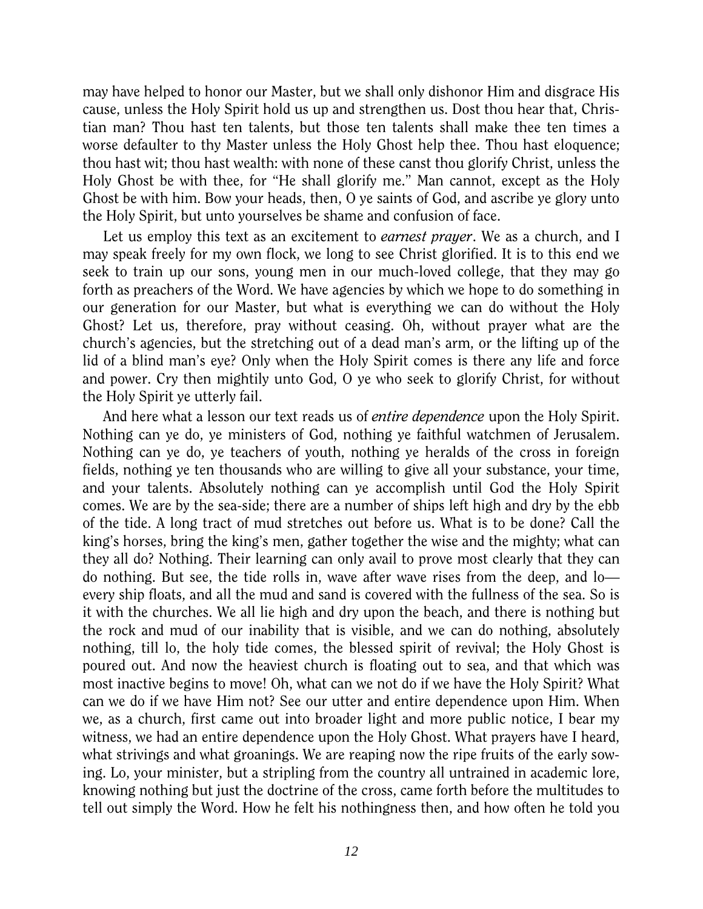may have helped to honor our Master, but we shall only dishonor Him and disgrace His cause, unless the Holy Spirit hold us up and strengthen us. Dost thou hear that, Christian man? Thou hast ten talents, but those ten talents shall make thee ten times a worse defaulter to thy Master unless the Holy Ghost help thee. Thou hast eloquence; thou hast wit; thou hast wealth: with none of these canst thou glorify Christ, unless the Holy Ghost be with thee, for "He shall glorify me." Man cannot, except as the Holy Ghost be with him. Bow your heads, then, O ye saints of God, and ascribe ye glory unto the Holy Spirit, but unto yourselves be shame and confusion of face.

Let us employ this text as an excitement to *earnest prayer*. We as a church, and I may speak freely for my own flock, we long to see Christ glorified. It is to this end we seek to train up our sons, young men in our much-loved college, that they may go forth as preachers of the Word. We have agencies by which we hope to do something in our generation for our Master, but what is everything we can do without the Holy Ghost? Let us, therefore, pray without ceasing. Oh, without prayer what are the church's agencies, but the stretching out of a dead man's arm, or the lifting up of the lid of a blind man's eye? Only when the Holy Spirit comes is there any life and force and power. Cry then mightily unto God, O ye who seek to glorify Christ, for without the Holy Spirit ye utterly fail.

And here what a lesson our text reads us of *entire dependence* upon the Holy Spirit. Nothing can ye do, ye ministers of God, nothing ye faithful watchmen of Jerusalem. Nothing can ye do, ye teachers of youth, nothing ye heralds of the cross in foreign fields, nothing ye ten thousands who are willing to give all your substance, your time, and your talents. Absolutely nothing can ye accomplish until God the Holy Spirit comes. We are by the sea-side; there are a number of ships left high and dry by the ebb of the tide. A long tract of mud stretches out before us. What is to be done? Call the king's horses, bring the king's men, gather together the wise and the mighty; what can they all do? Nothing. Their learning can only avail to prove most clearly that they can do nothing. But see, the tide rolls in, wave after wave rises from the deep, and lo—every ship floats, and all the mud and sand is covered with the fullness of the sea. So is it with the churches. We all lie high and dry upon the beach, and there is nothing but the rock and mud of our inability that is visible, and we can do nothing, absolutely nothing, till lo, the holy tide comes, the blessed spirit of revival; the Holy Ghost is poured out. And now the heaviest church is floating out to sea, and that which was most inactive begins to move! Oh, what can we not do if we have the Holy Spirit? What can we do if we have Him not? See our utter and entire dependence upon Him. When we, as a church, first came out into broader light and more public notice, I bear my witness, we had an entire dependence upon the Holy Ghost. What prayers have I heard, what strivings and what groanings. We are reaping now the ripe fruits of the early sowing. Lo, your minister, but a stripling from the country all untrained in academic lore, knowing nothing but just the doctrine of the cross, came forth before the multitudes to tell out simply the Word. How he felt his nothingness then, and how often he told you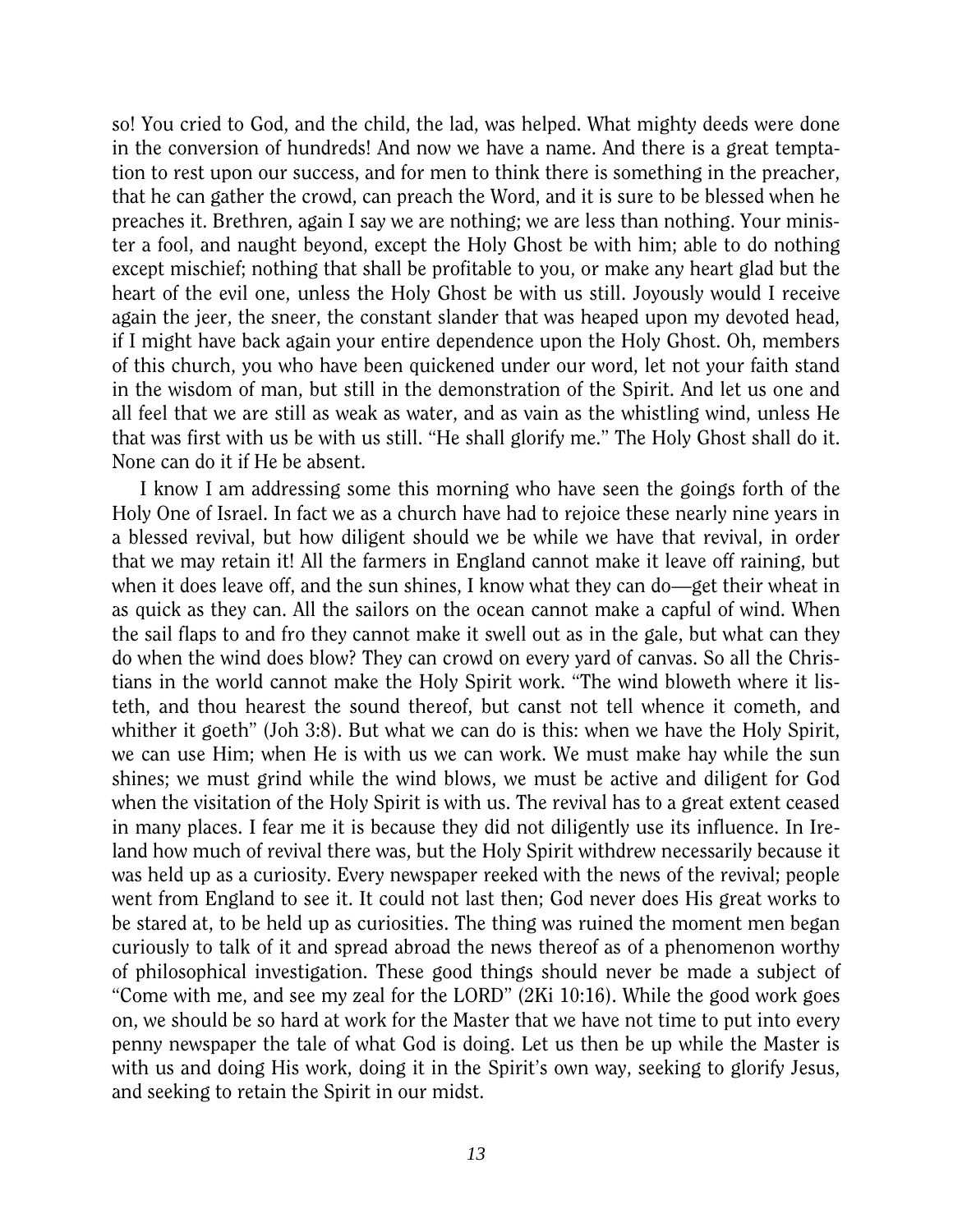so! You cried to God, and the child, the lad, was helped. What mighty deeds were done in the conversion of hundreds! And now we have a name. And there is a great temptation to rest upon our success, and for men to think there is something in the preacher, that he can gather the crowd, can preach the Word, and it is sure to be blessed when he preaches it. Brethren, again I say we are nothing; we are less than nothing. Your minister a fool, and naught beyond, except the Holy Ghost be with him; able to do nothing except mischief; nothing that shall be profitable to you, or make any heart glad but the heart of the evil one, unless the Holy Ghost be with us still. Joyously would I receive again the jeer, the sneer, the constant slander that was heaped upon my devoted head, if I might have back again your entire dependence upon the Holy Ghost. Oh, members of this church, you who have been quickened under our word, let not your faith stand in the wisdom of man, but still in the demonstration of the Spirit. And let us one and all feel that we are still as weak as water, and as vain as the whistling wind, unless He that was first with us be with us still. "He shall glorify me." The Holy Ghost shall do it. None can do it if He be absent.

I know I am addressing some this morning who have seen the goings forth of the Holy One of Israel. In fact we as a church have had to rejoice these nearly nine years in a blessed revival, but how diligent should we be while we have that revival, in order that we may retain it! All the farmers in England cannot make it leave off raining, but when it does leave off, and the sun shines, I know what they can do—get their wheat in as quick as they can. All the sailors on the ocean cannot make a capful of wind. When the sail flaps to and fro they cannot make it swell out as in the gale, but what can they do when the wind does blow? They can crowd on every yard of canvas. So all the Christians in the world cannot make the Holy Spirit work. "The wind bloweth where it listeth, and thou hearest the sound thereof, but canst not tell whence it cometh, and whither it goeth" (Joh 3:8). But what we can do is this: when we have the Holy Spirit, we can use Him; when He is with us we can work. We must make hay while the sun shines; we must grind while the wind blows, we must be active and diligent for God when the visitation of the Holy Spirit is with us. The revival has to a great extent ceased in many places. I fear me it is because they did not diligently use its influence. In Ireland how much of revival there was, but the Holy Spirit withdrew necessarily because it was held up as a curiosity. Every newspaper reeked with the news of the revival; people went from England to see it. It could not last then; God never does His great works to be stared at, to be held up as curiosities. The thing was ruined the moment men began curiously to talk of it and spread abroad the news thereof as of a phenomenon worthy of philosophical investigation. These good things should never be made a subject of "Come with me, and see my zeal for the LORD" (2Ki 10:16). While the good work goes on, we should be so hard at work for the Master that we have not time to put into every penny newspaper the tale of what God is doing. Let us then be up while the Master is with us and doing His work, doing it in the Spirit's own way, seeking to glorify Jesus, and seeking to retain the Spirit in our midst.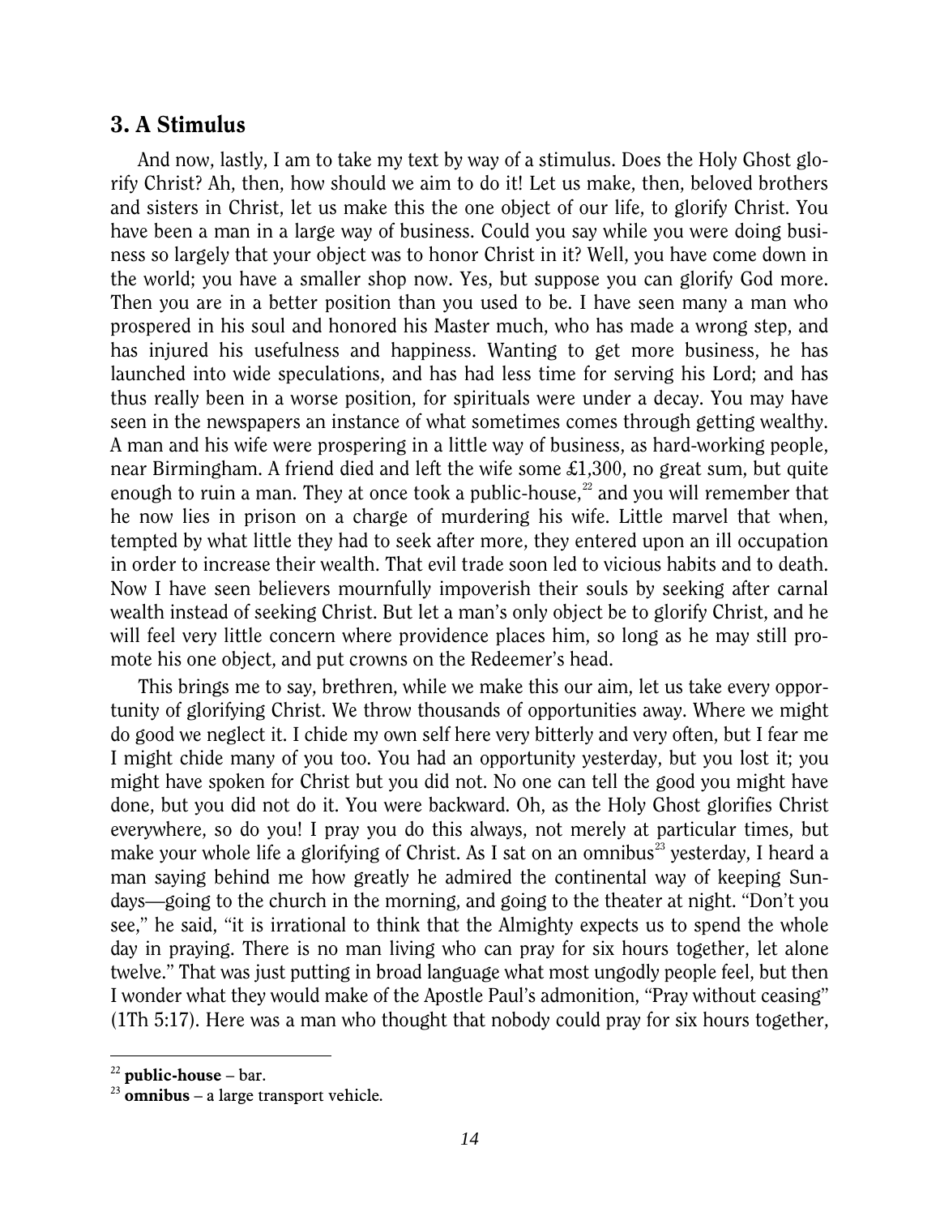## 3. A Stimulus

And now, lastly, I am to take my text by way of a stimulus. Does the Holy Ghost glorify Christ? Ah, then, how should we aim to do it! Let us make, then, beloved brothers and sisters in Christ, let us make this the one object of our life, to glorify Christ. You have been a man in a large way of business. Could you say while you were doing business so largely that your object was to honor Christ in it? Well, you have come down in the world; you have a smaller shop now. Yes, but suppose you can glorify God more. Then you are in a better position than you used to be. I have seen many a man who prospered in his soul and honored his Master much, who has made a wrong step, and has injured his usefulness and happiness. Wanting to get more business, he has launched into wide speculations, and has had less time for serving his Lord; and has thus really been in a worse position, for spirituals were under a decay. You may have seen in the newspapers an instance of what sometimes comes through getting wealthy. A man and his wife were prospering in a little way of business, as hard-working people, near Birmingham. A friend died and left the wife some £1,300, no great sum, but quite enough to ruin a man. They at once took a public-house,[22] and you will remember that he now lies in prison on a charge of murdering his wife. Little marvel that when, tempted by what little they had to seek after more, they entered upon an ill occupation in order to increase their wealth. That evil trade soon led to vicious habits and to death. Now I have seen believers mournfully impoverish their souls by seeking after carnal wealth instead of seeking Christ. But let a man's only object be to glorify Christ, and he will feel very little concern where providence places him, so long as he may still promote his one object, and put crowns on the Redeemer's head.

This brings me to say, brethren, while we make this our aim, let us take every opportunity of glorifying Christ. We throw thousands of opportunities away. Where we might do good we neglect it. I chide my own self here very bitterly and very often, but I fear me I might chide many of you too. You had an opportunity yesterday, but you lost it; you might have spoken for Christ but you did not. No one can tell the good you might have done, but you did not do it. You were backward. Oh, as the Holy Ghost glorifies Christ everywhere, so do you! I pray you do this always, not merely at particular times, but make your whole life a glorifying of Christ. As I sat on an omnibus[23] yesterday, I heard a man saying behind me how greatly he admired the continental way of keeping Sundays—going to the church in the morning, and going to the theater at night. "Don't you see," he said, "it is irrational to think that the Almighty expects us to spend the whole day in praying. There is no man living who can pray for six hours together, let alone twelve." That was just putting in broad language what most ungodly people feel, but then I wonder what they would make of the Apostle Paul's admonition, "Pray without ceasing" (1Th 5:17). Here was a man who thought that nobody could pray for six hours together,

---

[22] **public-house** – bar.

[23] **omnibus** – a large transport vehicle.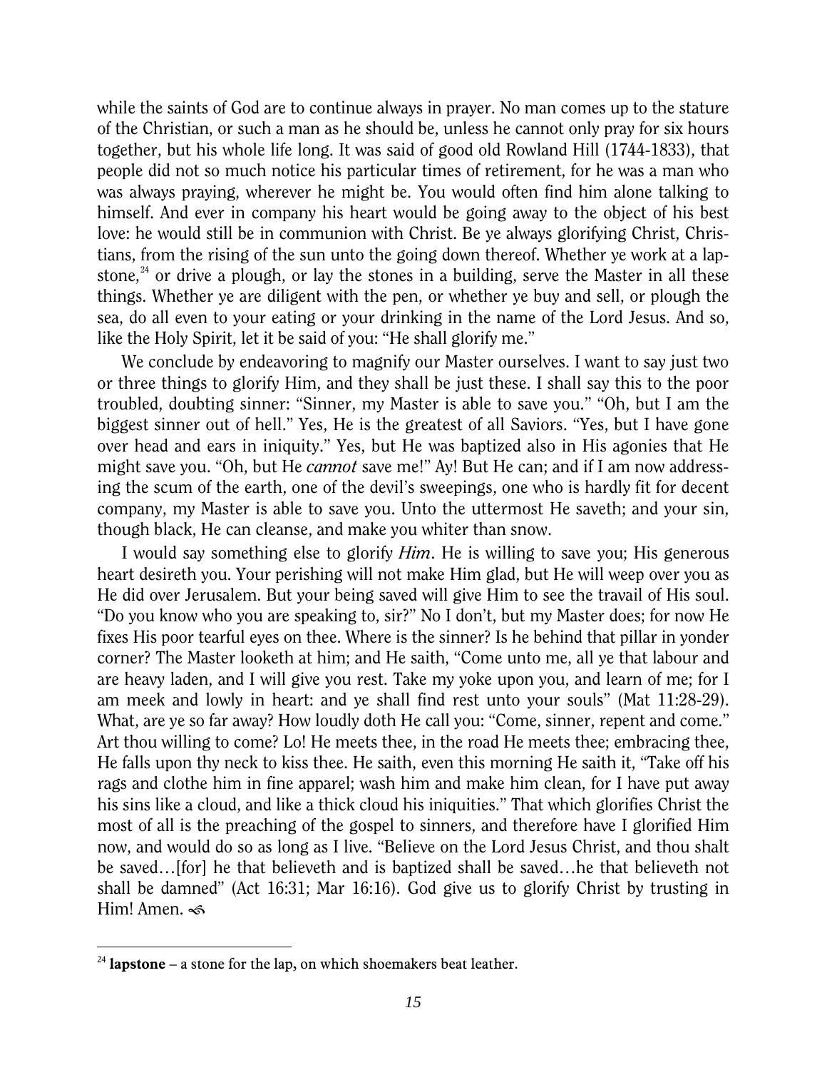while the saints of God are to continue always in prayer. No man comes up to the stature of the Christian, or such a man as he should be, unless he cannot only pray for six hours together, but his whole life long. It was said of good old Rowland Hill (1744-1833), that people did not so much notice his particular times of retirement, for he was a man who was always praying, wherever he might be. You would often find him alone talking to himself. And ever in company his heart would be going away to the object of his best love: he would still be in communion with Christ. Be ye always glorifying Christ, Christians, from the rising of the sun unto the going down thereof. Whether ye work at a lapstone,[24] or drive a plough, or lay the stones in a building, serve the Master in all these things. Whether ye are diligent with the pen, or whether ye buy and sell, or plough the sea, do all even to your eating or your drinking in the name of the Lord Jesus. And so, like the Holy Spirit, let it be said of you: "He shall glorify me."

We conclude by endeavoring to magnify our Master ourselves. I want to say just two or three things to glorify Him, and they shall be just these. I shall say this to the poor troubled, doubting sinner: "Sinner, my Master is able to save you." "Oh, but I am the biggest sinner out of hell." Yes, He is the greatest of all Saviors. "Yes, but I have gone over head and ears in iniquity." Yes, but He was baptized also in His agonies that He might save you. "Oh, but He *cannot* save me!" Ay! But He can; and if I am now addressing the scum of the earth, one of the devil's sweepings, one who is hardly fit for decent company, my Master is able to save you. Unto the uttermost He saveth; and your sin, though black, He can cleanse, and make you whiter than snow.

I would say something else to glorify *Him*. He is willing to save you; His generous heart desireth you. Your perishing will not make Him glad, but He will weep over you as He did over Jerusalem. But your being saved will give Him to see the travail of His soul. "Do you know who you are speaking to, sir?" No I don't, but my Master does; for now He fixes His poor tearful eyes on thee. Where is the sinner? Is he behind that pillar in yonder corner? The Master looketh at him; and He saith, "Come unto me, all ye that labour and are heavy laden, and I will give you rest. Take my yoke upon you, and learn of me; for I am meek and lowly in heart: and ye shall find rest unto your souls" (Mat 11:28-29). What, are ye so far away? How loudly doth He call you: "Come, sinner, repent and come." Art thou willing to come? Lo! He meets thee, in the road He meets thee; embracing thee, He falls upon thy neck to kiss thee. He saith, even this morning He saith it, "Take off his rags and clothe him in fine apparel; wash him and make him clean, for I have put away his sins like a cloud, and like a thick cloud his iniquities." That which glorifies Christ the most of all is the preaching of the gospel to sinners, and therefore have I glorified Him now, and would do so as long as I live. "Believe on the Lord Jesus Christ, and thou shalt be saved…[for] he that believeth and is baptized shall be saved…he that believeth not shall be damned" (Act 16:31; Mar 16:16). God give us to glorify Christ by trusting in Him! Amen.

---

[24] **lapstone** – a stone for the lap, on which shoemakers beat leather.